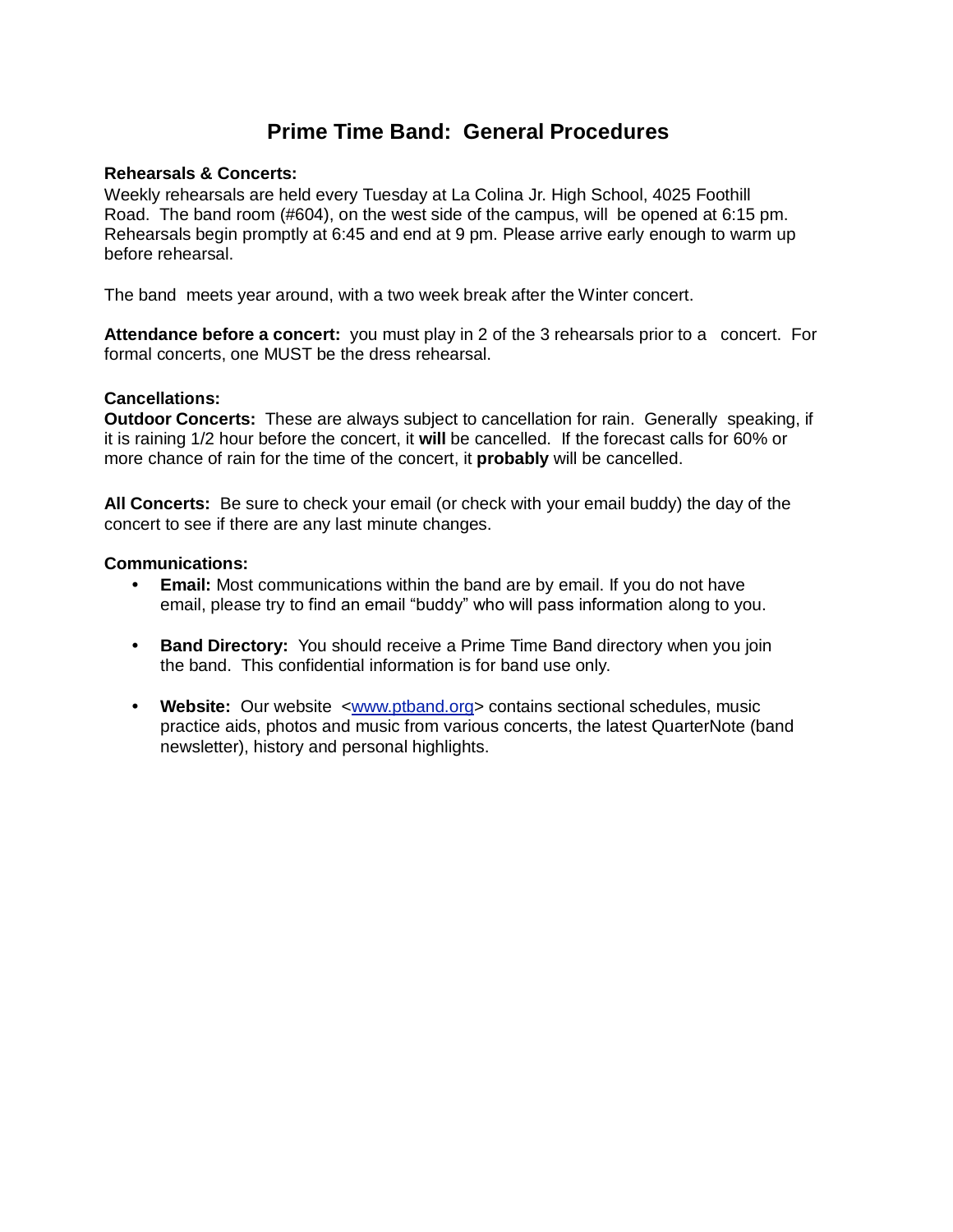# Prime Time Band: General Procedures

**Rehearsals & Concerts:**
Weekly rehearsals are held every Tuesday at La Colina Jr. High School, 4025 Foothill Road. The band room (#604), on the west side of the campus, will be opened at 6:15 pm. Rehearsals begin promptly at 6:45 and end at 9 pm. Please arrive early enough to warm up before rehearsal.

The band meets year around, with a two week break after the Winter concert.

**Attendance before a concert:** you must play in 2 of the 3 rehearsals prior to a concert. For formal concerts, one MUST be the dress rehearsal.

**Cancellations:**
**Outdoor Concerts:** These are always subject to cancellation for rain. Generally speaking, if it is raining 1/2 hour before the concert, it **will** be cancelled. If the forecast calls for 60% or more chance of rain for the time of the concert, it **probably** will be cancelled.

**All Concerts:** Be sure to check your email (or check with your email buddy) the day of the concert to see if there are any last minute changes.

**Communications:**

- **Email:** Most communications within the band are by email. If you do not have email, please try to find an email "buddy" who will pass information along to you.

- **Band Directory:** You should receive a Prime Time Band directory when you join the band. This confidential information is for band use only.

- **Website:** Our website <www.ptband.org> contains sectional schedules, music practice aids, photos and music from various concerts, the latest QuarterNote (band newsletter), history and personal highlights.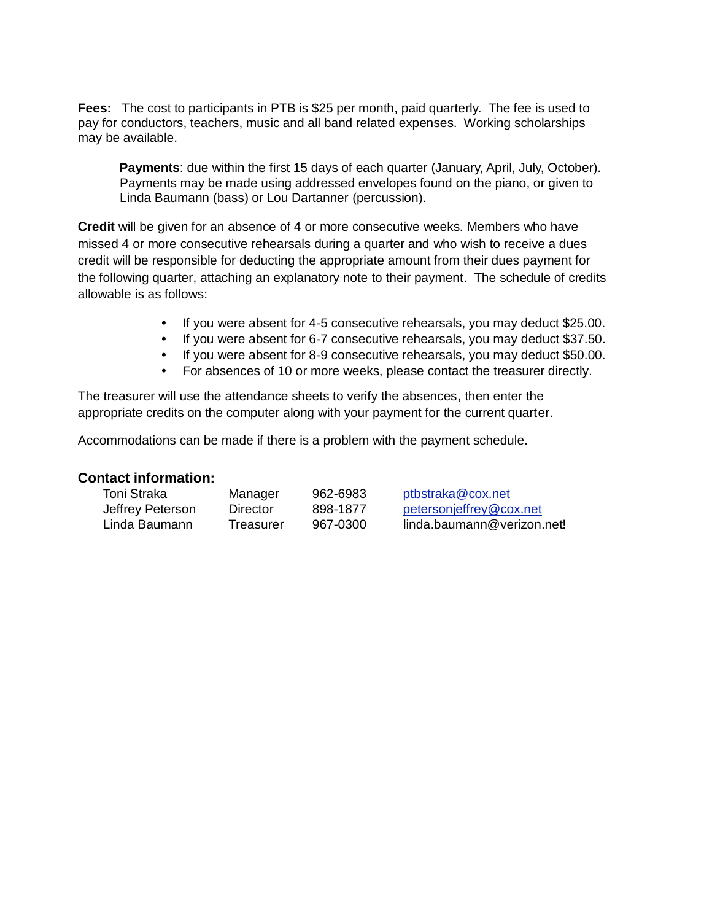**Fees:** The cost to participants in PTB is $25 per month, paid quarterly. The fee is used to pay for conductors, teachers, music and all band related expenses. Working scholarships may be available.

> **Payments**: due within the first 15 days of each quarter (January, April, July, October). Payments may be made using addressed envelopes found on the piano, or given to Linda Baumann (bass) or Lou Dartanner (percussion).

**Credit** will be given for an absence of 4 or more consecutive weeks. Members who have missed 4 or more consecutive rehearsals during a quarter and who wish to receive a dues credit will be responsible for deducting the appropriate amount from their dues payment for the following quarter, attaching an explanatory note to their payment. The schedule of credits allowable is as follows:

- If you were absent for 4-5 consecutive rehearsals, you may deduct $25.00.
- If you were absent for 6-7 consecutive rehearsals, you may deduct $37.50.
- If you were absent for 8-9 consecutive rehearsals, you may deduct $50.00.
- For absences of 10 or more weeks, please contact the treasurer directly.

The treasurer will use the attendance sheets to verify the absences, then enter the appropriate credits on the computer along with your payment for the current quarter.

Accommodations can be made if there is a problem with the payment schedule.

**Contact information:**

| | | | |
|---|---|---|---|
| Toni Straka | Manager | 962-6983 | ptbstraka@cox.net |
| Jeffrey Peterson | Director | 898-1877 | petersonjeffrey@cox.net |
| Linda Baumann | Treasurer | 967-0300 | linda.baumann@verizon.net! |